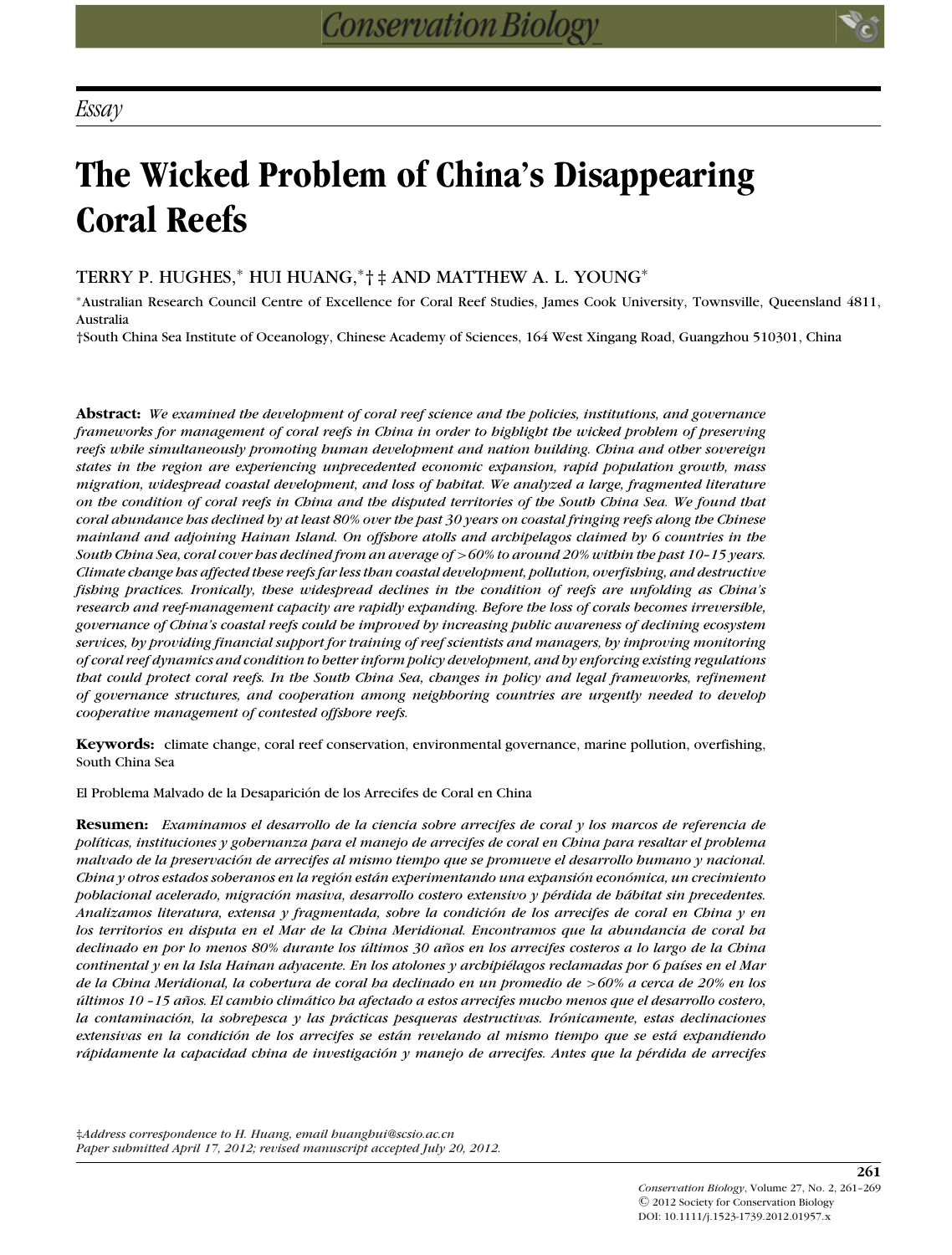*Essay*

# The Wicked Problem of China's Disappearing Coral Reefs

TERRY P. HUGHES,* HUI HUANG,*†‡ AND MATTHEW A. L. YOUNG*

*Australian Research Council Centre of Excellence for Coral Reef Studies, James Cook University, Townsville, Queensland 4811, Australia

†South China Sea Institute of Oceanology, Chinese Academy of Sciences, 164 West Xingang Road, Guangzhou 510301, China

**Abstract:** *We examined the development of coral reef science and the policies, institutions, and governance frameworks for management of coral reefs in China in order to highlight the wicked problem of preserving reefs while simultaneously promoting human development and nation building. China and other sovereign states in the region are experiencing unprecedented economic expansion, rapid population growth, mass migration, widespread coastal development, and loss of habitat. We analyzed a large, fragmented literature on the condition of coral reefs in China and the disputed territories of the South China Sea. We found that coral abundance has declined by at least 80% over the past 30 years on coastal fringing reefs along the Chinese mainland and adjoining Hainan Island. On offshore atolls and archipelagos claimed by 6 countries in the South China Sea, coral cover has declined from an average of >60% to around 20% within the past 10–15 years. Climate change has affected these reefs far less than coastal development, pollution, overfishing, and destructive fishing practices. Ironically, these widespread declines in the condition of reefs are unfolding as China's research and reef-management capacity are rapidly expanding. Before the loss of corals becomes irreversible, governance of China's coastal reefs could be improved by increasing public awareness of declining ecosystem services, by providing financial support for training of reef scientists and managers, by improving monitoring of coral reef dynamics and condition to better inform policy development, and by enforcing existing regulations that could protect coral reefs. In the South China Sea, changes in policy and legal frameworks, refinement of governance structures, and cooperation among neighboring countries are urgently needed to develop cooperative management of contested offshore reefs.*

**Keywords:** climate change, coral reef conservation, environmental governance, marine pollution, overfishing, South China Sea

El Problema Malvado de la Desaparición de los Arrecifes de Coral en China

**Resumen:** *Examinamos el desarrollo de la ciencia sobre arrecifes de coral y los marcos de referencia de políticas, instituciones y gobernanza para el manejo de arrecifes de coral en China para resaltar el problema malvado de la preservación de arrecifes al mismo tiempo que se promueve el desarrollo humano y nacional. China y otros estados soberanos en la región están experimentando una expansión económica, un crecimiento poblacional acelerado, migración masiva, desarrollo costero extensivo y pérdida de hábitat sin precedentes. Analizamos literatura, extensa y fragmentada, sobre la condición de los arrecifes de coral en China y en los territorios en disputa en el Mar de la China Meridional. Encontramos que la abundancia de coral ha declinado en por lo menos 80% durante los últimos 30 años en los arrecifes costeros a lo largo de la China continental y en la Isla Hainan adyacente. En los atolones y archipiélagos reclamadas por 6 países en el Mar de la China Meridional, la cobertura de coral ha declinado en un promedio de >60% a cerca de 20% en los últimos 10 –15 años. El cambio climático ha afectado a estos arrecifes mucho menos que el desarrollo costero, la contaminación, la sobrepesca y las prácticas pesqueras destructivas. Irónicamente, estas declinaciones extensivas en la condición de los arrecifes se están revelando al mismo tiempo que se está expandiendo rápidamente la capacidad china de investigación y manejo de arrecifes. Antes que la pérdida de arrecifes*

‡Address correspondence to H. Huang, email huanghui@scsio.ac.cn
Paper submitted April 17, 2012; revised manuscript accepted July 20, 2012.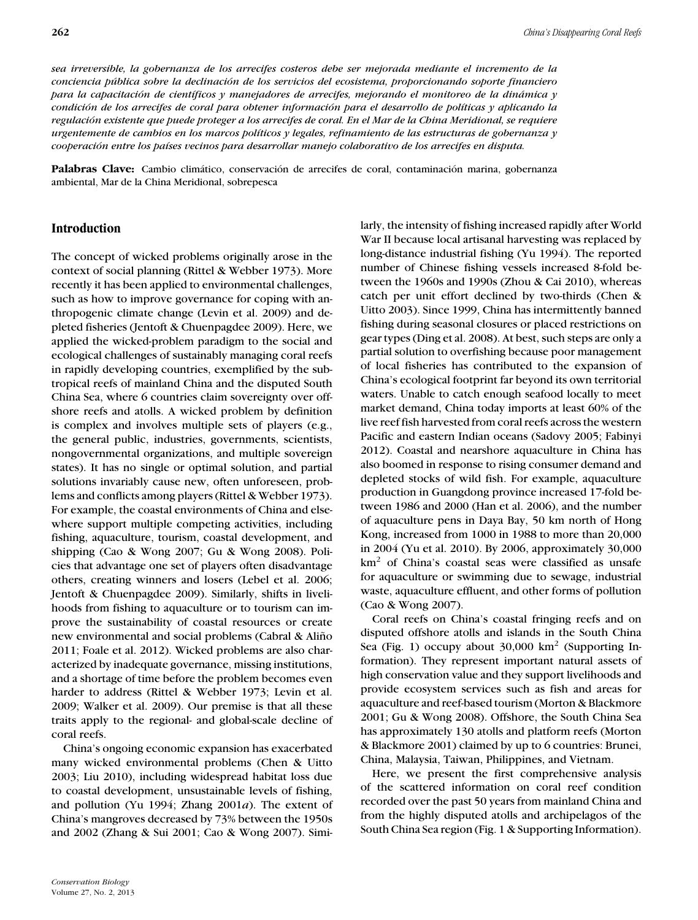*sea irreversible, la gobernanza de los arrecifes costeros debe ser mejorada mediante el incremento de la conciencia pública sobre la declinación de los servicios del ecosistema, proporcionando soporte financiero para la capacitación de científicos y manejadores de arrecifes, mejorando el monitoreo de la dinámica y condición de los arrecifes de coral para obtener información para el desarrollo de políticas y aplicando la regulación existente que puede proteger a los arrecifes de coral. En el Mar de la China Meridional, se requiere urgentemente de cambios en los marcos políticos y legales, refinamiento de las estructuras de gobernanza y cooperación entre los países vecinos para desarrollar manejo colaborativo de los arrecifes en disputa.*

**Palabras Clave:** Cambio climático, conservación de arrecifes de coral, contaminación marina, gobernanza ambiental, Mar de la China Meridional, sobrepesca

## Introduction

The concept of wicked problems originally arose in the context of social planning (Rittel & Webber 1973). More recently it has been applied to environmental challenges, such as how to improve governance for coping with anthropogenic climate change (Levin et al. 2009) and depleted fisheries (Jentoft & Chuenpagdee 2009). Here, we applied the wicked-problem paradigm to the social and ecological challenges of sustainably managing coral reefs in rapidly developing countries, exemplified by the subtropical reefs of mainland China and the disputed South China Sea, where 6 countries claim sovereignty over offshore reefs and atolls. A wicked problem by definition is complex and involves multiple sets of players (e.g., the general public, industries, governments, scientists, nongovernmental organizations, and multiple sovereign states). It has no single or optimal solution, and partial solutions invariably cause new, often unforeseen, problems and conflicts among players (Rittel & Webber 1973). For example, the coastal environments of China and elsewhere support multiple competing activities, including fishing, aquaculture, tourism, coastal development, and shipping (Cao & Wong 2007; Gu & Wong 2008). Policies that advantage one set of players often disadvantage others, creating winners and losers (Lebel et al. 2006; Jentoft & Chuenpagdee 2009). Similarly, shifts in livelihoods from fishing to aquaculture or to tourism can improve the sustainability of coastal resources or create new environmental and social problems (Cabral & Aliño 2011; Foale et al. 2012). Wicked problems are also characterized by inadequate governance, missing institutions, and a shortage of time before the problem becomes even harder to address (Rittel & Webber 1973; Levin et al. 2009; Walker et al. 2009). Our premise is that all these traits apply to the regional- and global-scale decline of coral reefs.

China's ongoing economic expansion has exacerbated many wicked environmental problems (Chen & Uitto 2003; Liu 2010), including widespread habitat loss due to coastal development, unsustainable levels of fishing, and pollution (Yu 1994; Zhang 2001*a*). The extent of China's mangroves decreased by 73% between the 1950s and 2002 (Zhang & Sui 2001; Cao & Wong 2007). Similarly, the intensity of fishing increased rapidly after World War II because local artisanal harvesting was replaced by long-distance industrial fishing (Yu 1994). The reported number of Chinese fishing vessels increased 8-fold between the 1960s and 1990s (Zhou & Cai 2010), whereas catch per unit effort declined by two-thirds (Chen & Uitto 2003). Since 1999, China has intermittently banned fishing during seasonal closures or placed restrictions on gear types (Ding et al. 2008). At best, such steps are only a partial solution to overfishing because poor management of local fisheries has contributed to the expansion of China's ecological footprint far beyond its own territorial waters. Unable to catch enough seafood locally to meet market demand, China today imports at least 60% of the live reef fish harvested from coral reefs across the western Pacific and eastern Indian oceans (Sadovy 2005; Fabinyi 2012). Coastal and nearshore aquaculture in China has also boomed in response to rising consumer demand and depleted stocks of wild fish. For example, aquaculture production in Guangdong province increased 17-fold between 1986 and 2000 (Han et al. 2006), and the number of aquaculture pens in Daya Bay, 50 km north of Hong Kong, increased from 1000 in 1988 to more than 20,000 in 2004 (Yu et al. 2010). By 2006, approximately 30,000 $km^2$ of China's coastal seas were classified as unsafe for aquaculture or swimming due to sewage, industrial waste, aquaculture effluent, and other forms of pollution (Cao & Wong 2007).

Coral reefs on China's coastal fringing reefs and on disputed offshore atolls and islands in the South China Sea (Fig. 1) occupy about 30,000 $km^2$ (Supporting Information). They represent important natural assets of high conservation value and they support livelihoods and provide ecosystem services such as fish and areas for aquaculture and reef-based tourism (Morton & Blackmore 2001; Gu & Wong 2008). Offshore, the South China Sea has approximately 130 atolls and platform reefs (Morton & Blackmore 2001) claimed by up to 6 countries: Brunei, China, Malaysia, Taiwan, Philippines, and Vietnam.

Here, we present the first comprehensive analysis of the scattered information on coral reef condition recorded over the past 50 years from mainland China and from the highly disputed atolls and archipelagos of the South China Sea region (Fig. 1 & Supporting Information).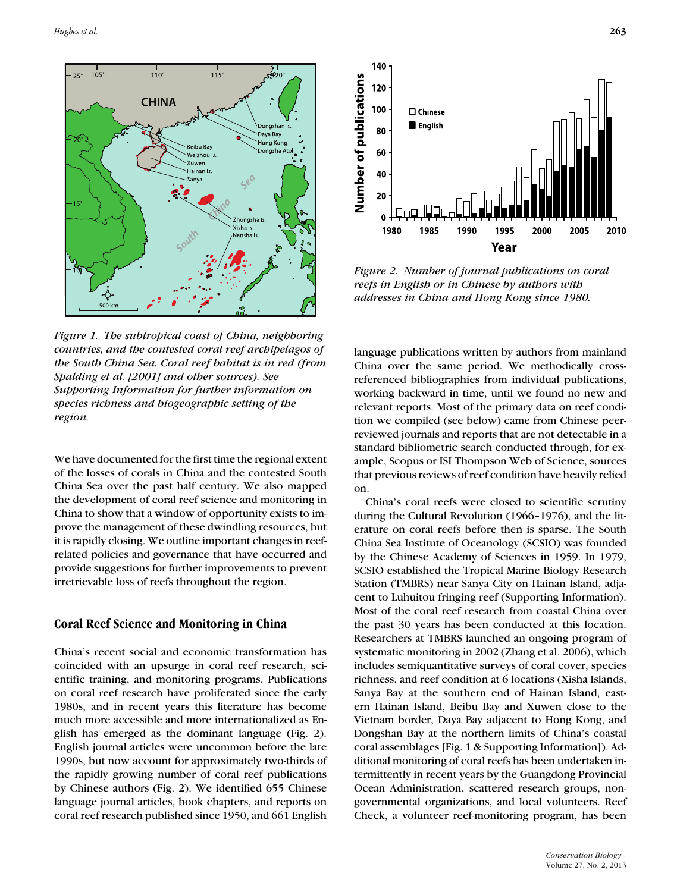*Figure 1. The subtropical coast of China, neighboring countries, and the contested coral reef archipelagos of the South China Sea. Coral reef habitat is in red (from Spalding et al. [2001] and other sources). See Supporting Information for further information on species richness and biogeographic setting of the region.*

*Figure 2. Number of journal publications on coral reefs in English or in Chinese by authors with addresses in China and Hong Kong since 1980.*

We have documented for the first time the regional extent of the losses of corals in China and the contested South China Sea over the past half century. We also mapped the development of coral reef science and monitoring in China to show that a window of opportunity exists to improve the management of these dwindling resources, but it is rapidly closing. We outline important changes in reef-related policies and governance that have occurred and provide suggestions for further improvements to prevent irretrievable loss of reefs throughout the region.

## Coral Reef Science and Monitoring in China

China's recent social and economic transformation has coincided with an upsurge in coral reef research, scientific training, and monitoring programs. Publications on coral reef research have proliferated since the early 1980s, and in recent years this literature has become much more accessible and more internationalized as English has emerged as the dominant language (Fig. 2). English journal articles were uncommon before the late 1990s, but now account for approximately two-thirds of the rapidly growing number of coral reef publications by Chinese authors (Fig. 2). We identified 655 Chinese language journal articles, book chapters, and reports on coral reef research published since 1950, and 661 English language publications written by authors from mainland China over the same period. We methodically cross-referenced bibliographies from individual publications, working backward in time, until we found no new and relevant reports. Most of the primary data on reef condition we compiled (see below) came from Chinese peer-reviewed journals and reports that are not detectable in a standard bibliometric search conducted through, for example, Scopus or ISI Thompson Web of Science, sources that previous reviews of reef condition have heavily relied on.

China's coral reefs were closed to scientific scrutiny during the Cultural Revolution (1966–1976), and the literature on coral reefs before then is sparse. The South China Sea Institute of Oceanology (SCSIO) was founded by the Chinese Academy of Sciences in 1959. In 1979, SCSIO established the Tropical Marine Biology Research Station (TMBRS) near Sanya City on Hainan Island, adjacent to Luhuitou fringing reef (Supporting Information). Most of the coral reef research from coastal China over the past 30 years has been conducted at this location. Researchers at TMBRS launched an ongoing program of systematic monitoring in 2002 (Zhang et al. 2006), which includes semiquantitative surveys of coral cover, species richness, and reef condition at 6 locations (Xisha Islands, Sanya Bay at the southern end of Hainan Island, eastern Hainan Island, Beibu Bay and Xuwen close to the Vietnam border, Daya Bay adjacent to Hong Kong, and Dongshan Bay at the northern limits of China's coastal coral assemblages [Fig. 1 & Supporting Information]). Additional monitoring of coral reefs has been undertaken intermittently in recent years by the Guangdong Provincial Ocean Administration, scattered research groups, nongovernmental organizations, and local volunteers. Reef Check, a volunteer reef-monitoring program, has been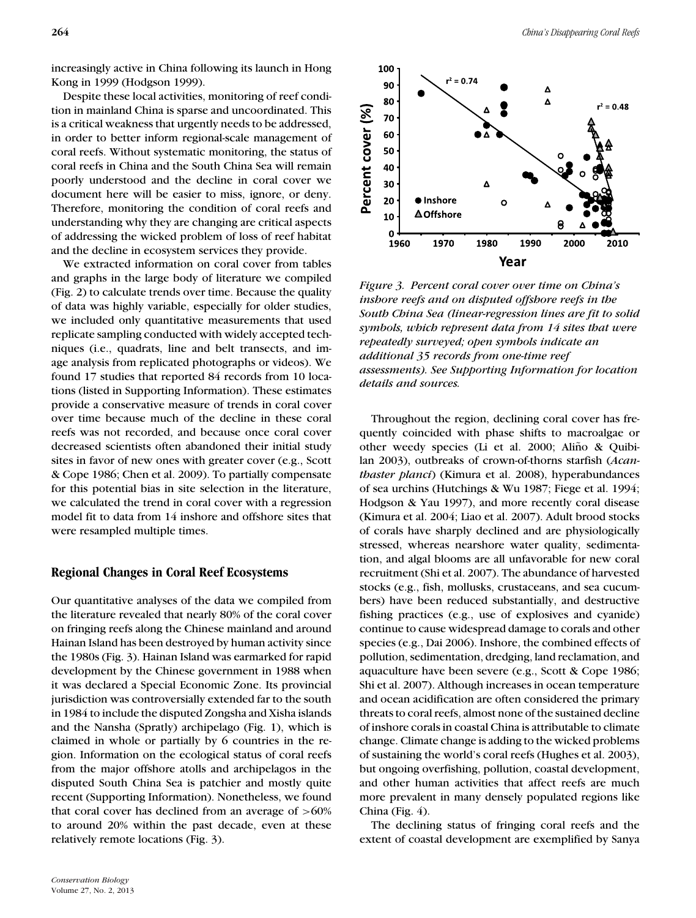increasingly active in China following its launch in Hong Kong in 1999 (Hodgson 1999).

Despite these local activities, monitoring of reef condition in mainland China is sparse and uncoordinated. This is a critical weakness that urgently needs to be addressed, in order to better inform regional-scale management of coral reefs. Without systematic monitoring, the status of coral reefs in China and the South China Sea will remain poorly understood and the decline in coral cover we document here will be easier to miss, ignore, or deny. Therefore, monitoring the condition of coral reefs and understanding why they are changing are critical aspects of addressing the wicked problem of loss of reef habitat and the decline in ecosystem services they provide.

We extracted information on coral cover from tables and graphs in the large body of literature we compiled (Fig. 2) to calculate trends over time. Because the quality of data was highly variable, especially for older studies, we included only quantitative measurements that used replicate sampling conducted with widely accepted techniques (i.e., quadrats, line and belt transects, and image analysis from replicated photographs or videos). We found 17 studies that reported 84 records from 10 locations (listed in Supporting Information). These estimates provide a conservative measure of trends in coral cover over time because much of the decline in these coral reefs was not recorded, and because once coral cover decreased scientists often abandoned their initial study sites in favor of new ones with greater cover (e.g., Scott & Cope 1986; Chen et al. 2009). To partially compensate for this potential bias in site selection in the literature, we calculated the trend in coral cover with a regression model fit to data from 14 inshore and offshore sites that were resampled multiple times.

## Regional Changes in Coral Reef Ecosystems

Our quantitative analyses of the data we compiled from the literature revealed that nearly 80% of the coral cover on fringing reefs along the Chinese mainland and around Hainan Island has been destroyed by human activity since the 1980s (Fig. 3). Hainan Island was earmarked for rapid development by the Chinese government in 1988 when it was declared a Special Economic Zone. Its provincial jurisdiction was controversially extended far to the south in 1984 to include the disputed Zongsha and Xisha islands and the Nansha (Spratly) archipelago (Fig. 1), which is claimed in whole or partially by 6 countries in the region. Information on the ecological status of coral reefs from the major offshore atolls and archipelagos in the disputed South China Sea is patchier and mostly quite recent (Supporting Information). Nonetheless, we found that coral cover has declined from an average of >60% to around 20% within the past decade, even at these relatively remote locations (Fig. 3).

*Figure 3. Percent coral cover over time on China's inshore reefs and on disputed offshore reefs in the South China Sea (linear-regression lines are fit to solid symbols, which represent data from 14 sites that were repeatedly surveyed; open symbols indicate an additional 35 records from one-time reef assessments). See Supporting Information for location details and sources.*

Throughout the region, declining coral cover has frequently coincided with phase shifts to macroalgae or other weedy species (Li et al. 2000; Aliño & Quibilan 2003), outbreaks of crown-of-thorns starfish (*Acanthaster planci*) (Kimura et al. 2008), hyperabundances of sea urchins (Hutchings & Wu 1987; Fiege et al. 1994; Hodgson & Yau 1997), and more recently coral disease (Kimura et al. 2004; Liao et al. 2007). Adult brood stocks of corals have sharply declined and are physiologically stressed, whereas nearshore water quality, sedimentation, and algal blooms are all unfavorable for new coral recruitment (Shi et al. 2007). The abundance of harvested stocks (e.g., fish, mollusks, crustaceans, and sea cucumbers) have been reduced substantially, and destructive fishing practices (e.g., use of explosives and cyanide) continue to cause widespread damage to corals and other species (e.g., Dai 2006). Inshore, the combined effects of pollution, sedimentation, dredging, land reclamation, and aquaculture have been severe (e.g., Scott & Cope 1986; Shi et al. 2007). Although increases in ocean temperature and ocean acidification are often considered the primary threats to coral reefs, almost none of the sustained decline of inshore corals in coastal China is attributable to climate change. Climate change is adding to the wicked problems of sustaining the world's coral reefs (Hughes et al. 2003), but ongoing overfishing, pollution, coastal development, and other human activities that affect reefs are much more prevalent in many densely populated regions like China (Fig. 4).

The declining status of fringing coral reefs and the extent of coastal development are exemplified by Sanya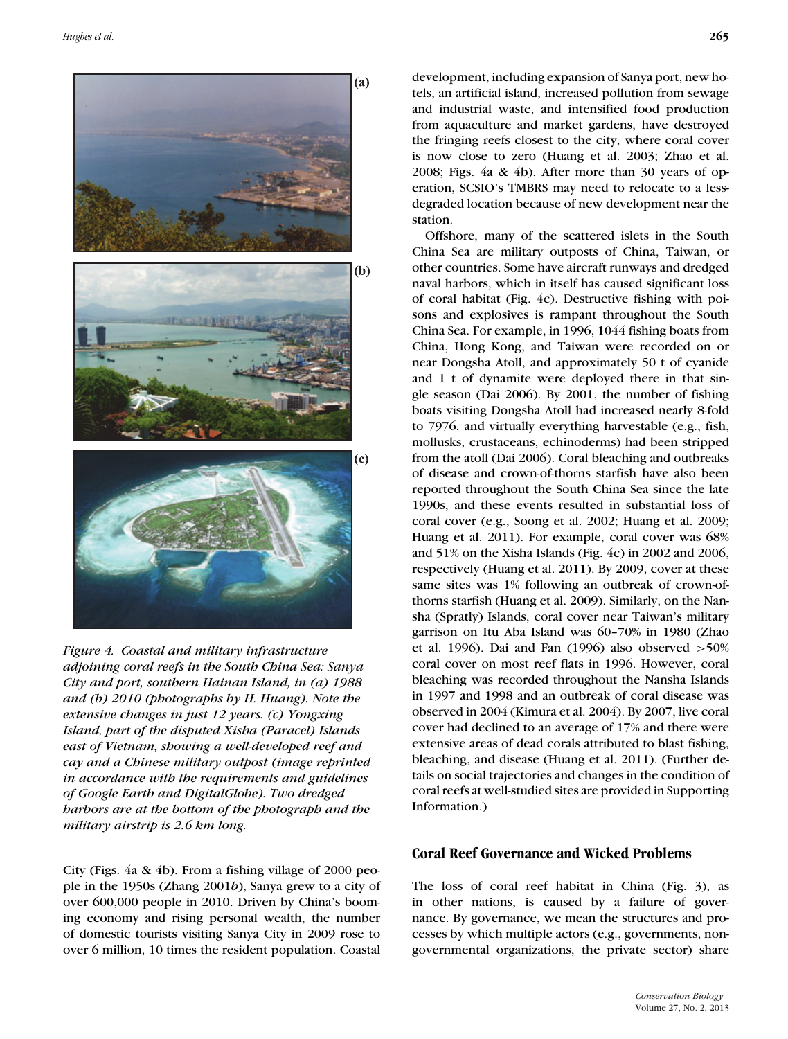*Figure 4. Coastal and military infrastructure adjoining coral reefs in the South China Sea: Sanya City and port, southern Hainan Island, in (a) 1988 and (b) 2010 (photographs by H. Huang). Note the extensive changes in just 12 years. (c) Yongxing Island, part of the disputed Xisha (Paracel) Islands east of Vietnam, showing a well-developed reef and cay and a Chinese military outpost (image reprinted in accordance with the requirements and guidelines of Google Earth and DigitalGlobe). Two dredged harbors are at the bottom of the photograph and the military airstrip is 2.6 km long.*

City (Figs. 4a & 4b). From a fishing village of 2000 people in the 1950s (Zhang 2001*b*), Sanya grew to a city of over 600,000 people in 2010. Driven by China's booming economy and rising personal wealth, the number of domestic tourists visiting Sanya City in 2009 rose to over 6 million, 10 times the resident population. Coastal development, including expansion of Sanya port, new hotels, an artificial island, increased pollution from sewage and industrial waste, and intensified food production from aquaculture and market gardens, have destroyed the fringing reefs closest to the city, where coral cover is now close to zero (Huang et al. 2003; Zhao et al. 2008; Figs. 4a & 4b). After more than 30 years of operation, SCSIO's TMBRS may need to relocate to a less-degraded location because of new development near the station.

Offshore, many of the scattered islets in the South China Sea are military outposts of China, Taiwan, or other countries. Some have aircraft runways and dredged naval harbors, which in itself has caused significant loss of coral habitat (Fig. 4c). Destructive fishing with poisons and explosives is rampant throughout the South China Sea. For example, in 1996, 1044 fishing boats from China, Hong Kong, and Taiwan were recorded on or near Dongsha Atoll, and approximately 50 t of cyanide and 1 t of dynamite were deployed there in that single season (Dai 2006). By 2001, the number of fishing boats visiting Dongsha Atoll had increased nearly 8-fold to 7976, and virtually everything harvestable (e.g., fish, mollusks, crustaceans, echinoderms) had been stripped from the atoll (Dai 2006). Coral bleaching and outbreaks of disease and crown-of-thorns starfish have also been reported throughout the South China Sea since the late 1990s, and these events resulted in substantial loss of coral cover (e.g., Soong et al. 2002; Huang et al. 2009; Huang et al. 2011). For example, coral cover was 68% and 51% on the Xisha Islands (Fig. 4c) in 2002 and 2006, respectively (Huang et al. 2011). By 2009, cover at these same sites was 1% following an outbreak of crown-of-thorns starfish (Huang et al. 2009). Similarly, on the Nansha (Spratly) Islands, coral cover near Taiwan's military garrison on Itu Aba Island was 60–70% in 1980 (Zhao et al. 1996). Dai and Fan (1996) also observed >50% coral cover on most reef flats in 1996. However, coral bleaching was recorded throughout the Nansha Islands in 1997 and 1998 and an outbreak of coral disease was observed in 2004 (Kimura et al. 2004). By 2007, live coral cover had declined to an average of 17% and there were extensive areas of dead corals attributed to blast fishing, bleaching, and disease (Huang et al. 2011). (Further details on social trajectories and changes in the condition of coral reefs at well-studied sites are provided in Supporting Information.)

## Coral Reef Governance and Wicked Problems

The loss of coral reef habitat in China (Fig. 3), as in other nations, is caused by a failure of governance. By governance, we mean the structures and processes by which multiple actors (e.g., governments, nongovernmental organizations, the private sector) share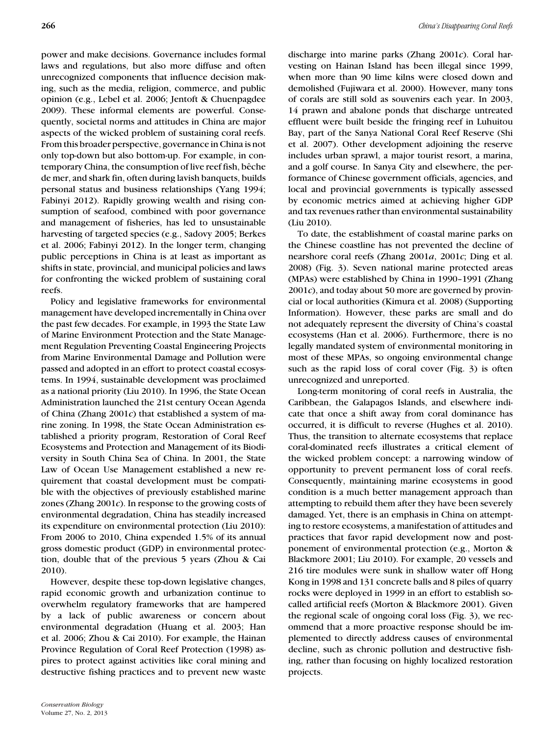power and make decisions. Governance includes formal laws and regulations, but also more diffuse and often unrecognized components that influence decision making, such as the media, religion, commerce, and public opinion (e.g., Lebel et al. 2006; Jentoft & Chuenpagdee 2009). These informal elements are powerful. Consequently, societal norms and attitudes in China are major aspects of the wicked problem of sustaining coral reefs. From this broader perspective, governance in China is not only top-down but also bottom-up. For example, in contemporary China, the consumption of live reef fish, bêche de mer, and shark fin, often during lavish banquets, builds personal status and business relationships (Yang 1994; Fabinyi 2012). Rapidly growing wealth and rising consumption of seafood, combined with poor governance and management of fisheries, has led to unsustainable harvesting of targeted species (e.g., Sadovy 2005; Berkes et al. 2006; Fabinyi 2012). In the longer term, changing public perceptions in China is at least as important as shifts in state, provincial, and municipal policies and laws for confronting the wicked problem of sustaining coral reefs.

Policy and legislative frameworks for environmental management have developed incrementally in China over the past few decades. For example, in 1993 the State Law of Marine Environment Protection and the State Management Regulation Preventing Coastal Engineering Projects from Marine Environmental Damage and Pollution were passed and adopted in an effort to protect coastal ecosystems. In 1994, sustainable development was proclaimed as a national priority (Liu 2010). In 1996, the State Ocean Administration launched the 21st century Ocean Agenda of China (Zhang 2001*c*) that established a system of marine zoning. In 1998, the State Ocean Administration established a priority program, Restoration of Coral Reef Ecosystems and Protection and Management of its Biodiversity in South China Sea of China. In 2001, the State Law of Ocean Use Management established a new requirement that coastal development must be compatible with the objectives of previously established marine zones (Zhang 2001*c*). In response to the growing costs of environmental degradation, China has steadily increased its expenditure on environmental protection (Liu 2010): From 2006 to 2010, China expended 1.5% of its annual gross domestic product (GDP) in environmental protection, double that of the previous 5 years (Zhou & Cai 2010).

However, despite these top-down legislative changes, rapid economic growth and urbanization continue to overwhelm regulatory frameworks that are hampered by a lack of public awareness or concern about environmental degradation (Huang et al. 2003; Han et al. 2006; Zhou & Cai 2010). For example, the Hainan Province Regulation of Coral Reef Protection (1998) aspires to protect against activities like coral mining and destructive fishing practices and to prevent new waste discharge into marine parks (Zhang 2001*c*). Coral harvesting on Hainan Island has been illegal since 1999, when more than 90 lime kilns were closed down and demolished (Fujiwara et al. 2000). However, many tons of corals are still sold as souvenirs each year. In 2003, 14 prawn and abalone ponds that discharge untreated effluent were built beside the fringing reef in Luhuitou Bay, part of the Sanya National Coral Reef Reserve (Shi et al. 2007). Other development adjoining the reserve includes urban sprawl, a major tourist resort, a marina, and a golf course. In Sanya City and elsewhere, the performance of Chinese government officials, agencies, and local and provincial governments is typically assessed by economic metrics aimed at achieving higher GDP and tax revenues rather than environmental sustainability (Liu 2010).

To date, the establishment of coastal marine parks on the Chinese coastline has not prevented the decline of nearshore coral reefs (Zhang 2001*a*, 2001*c*; Ding et al. 2008) (Fig. 3). Seven national marine protected areas (MPAs) were established by China in 1990–1991 (Zhang 2001*c*), and today about 50 more are governed by provincial or local authorities (Kimura et al. 2008) (Supporting Information). However, these parks are small and do not adequately represent the diversity of China's coastal ecosystems (Han et al. 2006). Furthermore, there is no legally mandated system of environmental monitoring in most of these MPAs, so ongoing environmental change such as the rapid loss of coral cover (Fig. 3) is often unrecognized and unreported.

Long-term monitoring of coral reefs in Australia, the Caribbean, the Galapagos Islands, and elsewhere indicate that once a shift away from coral dominance has occurred, it is difficult to reverse (Hughes et al. 2010). Thus, the transition to alternate ecosystems that replace coral-dominated reefs illustrates a critical element of the wicked problem concept: a narrowing window of opportunity to prevent permanent loss of coral reefs. Consequently, maintaining marine ecosystems in good condition is a much better management approach than attempting to rebuild them after they have been severely damaged. Yet, there is an emphasis in China on attempting to restore ecosystems, a manifestation of attitudes and practices that favor rapid development now and postponement of environmental protection (e.g., Morton & Blackmore 2001; Liu 2010). For example, 20 vessels and 216 tire modules were sunk in shallow water off Hong Kong in 1998 and 131 concrete balls and 8 piles of quarry rocks were deployed in 1999 in an effort to establish so-called artificial reefs (Morton & Blackmore 2001). Given the regional scale of ongoing coral loss (Fig. 3), we recommend that a more proactive response should be implemented to directly address causes of environmental decline, such as chronic pollution and destructive fishing, rather than focusing on highly localized restoration projects.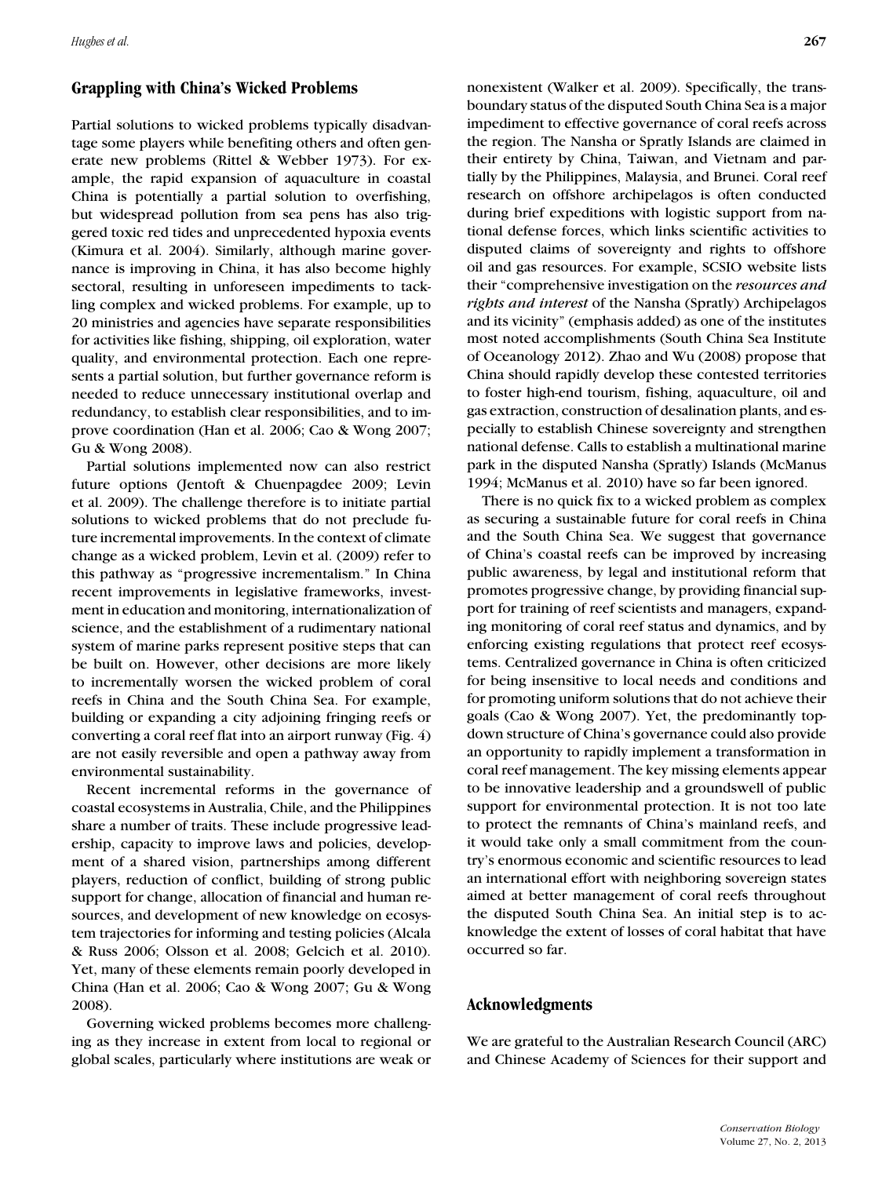## Grappling with China's Wicked Problems

Partial solutions to wicked problems typically disadvantage some players while benefiting others and often generate new problems (Rittel & Webber 1973). For example, the rapid expansion of aquaculture in coastal China is potentially a partial solution to overfishing, but widespread pollution from sea pens has also triggered toxic red tides and unprecedented hypoxia events (Kimura et al. 2004). Similarly, although marine governance is improving in China, it has also become highly sectoral, resulting in unforeseen impediments to tackling complex and wicked problems. For example, up to 20 ministries and agencies have separate responsibilities for activities like fishing, shipping, oil exploration, water quality, and environmental protection. Each one represents a partial solution, but further governance reform is needed to reduce unnecessary institutional overlap and redundancy, to establish clear responsibilities, and to improve coordination (Han et al. 2006; Cao & Wong 2007; Gu & Wong 2008).

Partial solutions implemented now can also restrict future options (Jentoft & Chuenpagdee 2009; Levin et al. 2009). The challenge therefore is to initiate partial solutions to wicked problems that do not preclude future incremental improvements. In the context of climate change as a wicked problem, Levin et al. (2009) refer to this pathway as "progressive incrementalism." In China recent improvements in legislative frameworks, investment in education and monitoring, internationalization of science, and the establishment of a rudimentary national system of marine parks represent positive steps that can be built on. However, other decisions are more likely to incrementally worsen the wicked problem of coral reefs in China and the South China Sea. For example, building or expanding a city adjoining fringing reefs or converting a coral reef flat into an airport runway (Fig. 4) are not easily reversible and open a pathway away from environmental sustainability.

Recent incremental reforms in the governance of coastal ecosystems in Australia, Chile, and the Philippines share a number of traits. These include progressive leadership, capacity to improve laws and policies, development of a shared vision, partnerships among different players, reduction of conflict, building of strong public support for change, allocation of financial and human resources, and development of new knowledge on ecosystem trajectories for informing and testing policies (Alcala & Russ 2006; Olsson et al. 2008; Gelcich et al. 2010). Yet, many of these elements remain poorly developed in China (Han et al. 2006; Cao & Wong 2007; Gu & Wong 2008).

Governing wicked problems becomes more challenging as they increase in extent from local to regional or global scales, particularly where institutions are weak or nonexistent (Walker et al. 2009). Specifically, the transboundary status of the disputed South China Sea is a major impediment to effective governance of coral reefs across the region. The Nansha or Spratly Islands are claimed in their entirety by China, Taiwan, and Vietnam and partially by the Philippines, Malaysia, and Brunei. Coral reef research on offshore archipelagos is often conducted during brief expeditions with logistic support from national defense forces, which links scientific activities to disputed claims of sovereignty and rights to offshore oil and gas resources. For example, SCSIO website lists their "comprehensive investigation on the *resources and rights and interest* of the Nansha (Spratly) Archipelagos and its vicinity" (emphasis added) as one of the institutes most noted accomplishments (South China Sea Institute of Oceanology 2012). Zhao and Wu (2008) propose that China should rapidly develop these contested territories to foster high-end tourism, fishing, aquaculture, oil and gas extraction, construction of desalination plants, and especially to establish Chinese sovereignty and strengthen national defense. Calls to establish a multinational marine park in the disputed Nansha (Spratly) Islands (McManus 1994; McManus et al. 2010) have so far been ignored.

There is no quick fix to a wicked problem as complex as securing a sustainable future for coral reefs in China and the South China Sea. We suggest that governance of China's coastal reefs can be improved by increasing public awareness, by legal and institutional reform that promotes progressive change, by providing financial support for training of reef scientists and managers, expanding monitoring of coral reef status and dynamics, and by enforcing existing regulations that protect reef ecosystems. Centralized governance in China is often criticized for being insensitive to local needs and conditions and for promoting uniform solutions that do not achieve their goals (Cao & Wong 2007). Yet, the predominantly top-down structure of China's governance could also provide an opportunity to rapidly implement a transformation in coral reef management. The key missing elements appear to be innovative leadership and a groundswell of public support for environmental protection. It is not too late to protect the remnants of China's mainland reefs, and it would take only a small commitment from the country's enormous economic and scientific resources to lead an international effort with neighboring sovereign states aimed at better management of coral reefs throughout the disputed South China Sea. An initial step is to acknowledge the extent of losses of coral habitat that have occurred so far.

## Acknowledgments

We are grateful to the Australian Research Council (ARC) and Chinese Academy of Sciences for their support and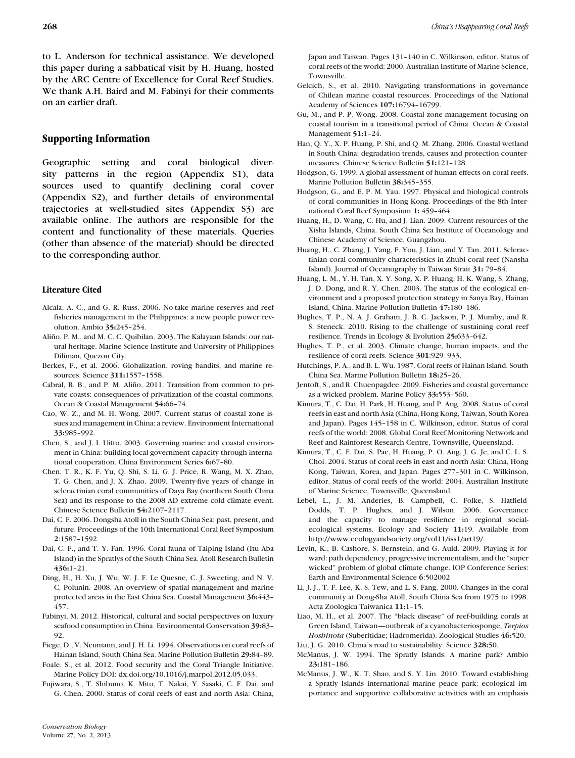to L. Anderson for technical assistance. We developed this paper during a sabbatical visit by H. Huang, hosted by the ARC Centre of Excellence for Coral Reef Studies. We thank A.H. Baird and M. Fabinyi for their comments on an earlier draft.

## Supporting Information

Geographic setting and coral biological diversity patterns in the region (Appendix S1), data sources used to quantify declining coral cover (Appendix S2), and further details of environmental trajectories at well-studied sites (Appendix S3) are available online. The authors are responsible for the content and functionality of these materials. Queries (other than absence of the material) should be directed to the corresponding author.

### Literature Cited

Alcala, A. C., and G. R. Russ. 2006. No-take marine reserves and reef fisheries management in the Philippines: a new people power revolution. Ambio **35:**245–254.

Aliño, P. M., and M. C. C. Quibilan. 2003. The Kalayaan Islands: our natural heritage. Marine Science Institute and University of Philippines Diliman, Quezon City.

Berkes, F., et al. 2006. Globalization, roving bandits, and marine resources. Science **311:**1557–1558.

Cabral, R. B., and P. M. Aliño. 2011. Transition from common to private coasts: consequences of privatization of the coastal commons. Ocean & Coastal Management **54:**66–74.

Cao, W. Z., and M. H. Wong. 2007. Current status of coastal zone issues and management in China: a review. Environment International **33:**985–992.

Chen, S., and J. I. Uitto. 2003. Governing marine and coastal environment in China: building local government capacity through international cooperation. China Environment Series **6:**67–80.

Chen, T. R., K. F. Yu, Q. Shi, S. Li, G. J. Price, R. Wang, M. X. Zhao, T. G. Chen, and J. X. Zhao. 2009. Twenty-five years of change in scleractinian coral communities of Daya Bay (northern South China Sea) and its response to the 2008 AD extreme cold climate event. Chinese Science Bulletin **54:**2107–2117.

Dai, C. F. 2006. Dongsha Atoll in the South China Sea: past, present, and future. Proceedings of the 10th International Coral Reef Symposium **2**:1587–1592.

Dai, C. F., and T. Y. Fan. 1996. Coral fauna of Taiping Island (Itu Aba Island) in the Spratlys of the South China Sea. Atoll Research Bulletin **436:**1–21.

Ding, H., H. Xu, J. Wu, W. J. F. Le Quesne, C. J. Sweeting, and N. V. C. Polunin. 2008. An overview of spatial management and marine protected areas in the East China Sea. Coastal Management **36:**443–457.

Fabinyi, M. 2012. Historical, cultural and social perspectives on luxury seafood consumption in China. Environmental Conservation **39:**83–92.

Fiege, D., V. Neumann, and J. H. Li. 1994. Observations on coral reefs of Hainan Island, South China Sea. Marine Pollution Bulletin **29:**84–89.

Foale, S., et al. 2012. Food security and the Coral Triangle Initiative. Marine Policy DOI: dx.doi.org/10.1016/j.marpol.2012.05.033.

Fujiwara, S., T. Shibuno, K. Mito, T. Nakai, Y. Sasaki, C. F. Dai, and G. Chen. 2000. Status of coral reefs of east and north Asia: China, Japan and Taiwan. Pages 131–140 in C. Wilkinson, editor. Status of coral reefs of the world: 2000. Australian Institute of Marine Science, Townsville.

Gelcich, S., et al. 2010. Navigating transformations in governance of Chilean marine coastal resources. Proceedings of the National Academy of Sciences **107:**16794–16799.

Gu, M., and P. P. Wong. 2008. Coastal zone management focusing on coastal tourism in a transitional period of China. Ocean & Coastal Management **51:**1–24.

Han, Q. Y., X. P. Huang, P. Shi, and Q. M. Zhang. 2006. Coastal wetland in South China: degradation trends, causes and protection countermeasures. Chinese Science Bulletin **51:**121–128.

Hodgson, G. 1999. A global assessment of human effects on coral reefs. Marine Pollution Bulletin **38:**345–355.

Hodgson, G., and E. P. M. Yau. 1997. Physical and biological controls of coral communities in Hong Kong. Proceedings of the 8th International Coral Reef Symposium **1:** 459–464.

Huang, H., D. Wang, C. Hu, and J. Lian. 2009. Current resources of the Xisha Islands, China. South China Sea Institute of Oceanology and Chinese Academy of Science, Guangzhou.

Huang, H., C. Zhang, J. Yang, F. You, J. Lian, and Y. Tan. 2011. Scleractinian coral community characteristics in Zhubi coral reef (Nansha Island). Journal of Oceanography in Taiwan Strait **31:** 79–84.

Huang, L. M., Y. H. Tan, X. Y. Song, X. P. Huang, H. K. Wang, S. Zhang, J. D. Dong, and R. Y. Chen. 2003. The status of the ecological environment and a proposed protection strategy in Sanya Bay, Hainan Island, China. Marine Pollution Bulletin **47:**180–186.

Hughes, T. P., N. A. J. Graham, J. B. C. Jackson, P. J. Mumby, and R. S. Steneck. 2010. Rising to the challenge of sustaining coral reef resilience. Trends in Ecology & Evolution **25:**633–642.

Hughes, T. P., et al. 2003. Climate change, human impacts, and the resilience of coral reefs. Science **301**:929–933.

Hutchings, P. A., and B. L. Wu. 1987. Coral reefs of Hainan Island, South China Sea. Marine Pollution Bulletin **18:**25–26.

Jentoft, S., and R. Chuenpagdee. 2009. Fisheries and coastal governance as a wicked problem. Marine Policy **33:**553–560.

Kimura, T., C. Dai, H. Park, H. Huang, and P. Ang. 2008. Status of coral reefs in east and north Asia (China, Hong Kong, Taiwan, South Korea and Japan). Pages 145–158 in C. Wilkinson, editor. Status of coral reefs of the world: 2008. Global Coral Reef Monitoring Network and Reef and Rainforest Research Centre, Townsville, Queensland.

Kimura, T., C. F. Dai, S. Pae, H. Huang, P. O. Ang, J. G. Je, and C. L. S. Choi. 2004. Status of coral reefs in east and north Asia: China, Hong Kong, Taiwan, Korea, and Japan. Pages 277–301 in C. Wilkinson, editor. Status of coral reefs of the world: 2004. Australian Institute of Marine Science, Townsville, Queensland.

Lebel, L., J. M. Anderies, B. Campbell, C. Folke, S. Hatfield-Dodds, T. P. Hughes, and J. Wilson. 2006. Governance and the capacity to manage resilience in regional social-ecological systems. Ecology and Society **11:**19. Available from http://www.ecologyandsociety.org/vol11/iss1/art19/.

Levin, K., B. Cashore, S. Bernstein, and G. Auld. 2009. Playing it forward: path dependency, progressive incrementalism, and the "super wicked" problem of global climate change. IOP Conference Series: Earth and Environmental Science **6**:502002

Li, J. J., T. F. Lee, K. S. Tew, and L. S. Fang. 2000. Changes in the coral community at Dong-Sha Atoll, South China Sea from 1975 to 1998. Acta Zoologica Taiwanica **11:**1–15.

Liao, M. H., et al. 2007. The "black disease" of reef-building corals at Green Island, Taiwan—outbreak of a cyanobacteriosponge, *Terpios Hoshinota* (Suberitidae; Hadromerida). Zoological Studies **46:**520.

Liu, J. G. 2010. China's road to sustainability. Science **328:**50.

McManus, J. W. 1994. The Spratly Islands: A marine park? Ambio **23:**181–186.

McManus, J. W., K. T. Shao, and S. Y. Lin. 2010. Toward establishing a Spratly Islands international marine peace park: ecological importance and supportive collaborative activities with an emphasis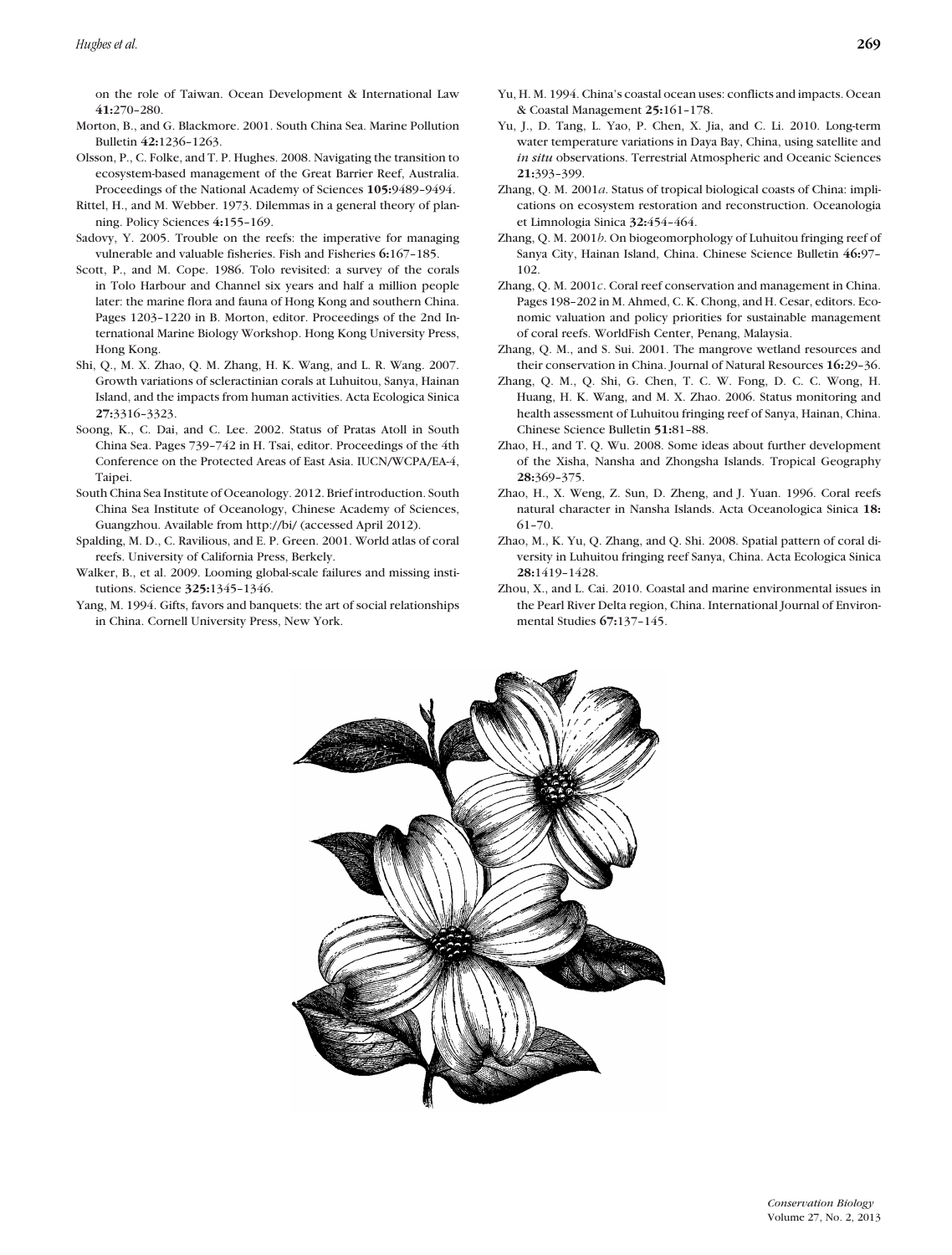on the role of Taiwan. Ocean Development & International Law **41:**270–280.

Morton, B., and G. Blackmore. 2001. South China Sea. Marine Pollution Bulletin **42:**1236–1263.

Olsson, P., C. Folke, and T. P. Hughes. 2008. Navigating the transition to ecosystem-based management of the Great Barrier Reef, Australia. Proceedings of the National Academy of Sciences **105:**9489–9494.

Rittel, H., and M. Webber. 1973. Dilemmas in a general theory of planning. Policy Sciences **4:**155–169.

Sadovy, Y. 2005. Trouble on the reefs: the imperative for managing vulnerable and valuable fisheries. Fish and Fisheries **6:**167–185.

Scott, P., and M. Cope. 1986. Tolo revisited: a survey of the corals in Tolo Harbour and Channel six years and half a million people later: the marine flora and fauna of Hong Kong and southern China. Pages 1203–1220 in B. Morton, editor. Proceedings of the 2nd International Marine Biology Workshop. Hong Kong University Press, Hong Kong.

Shi, Q., M. X. Zhao, Q. M. Zhang, H. K. Wang, and L. R. Wang. 2007. Growth variations of scleractinian corals at Luhuitou, Sanya, Hainan Island, and the impacts from human activities. Acta Ecologica Sinica **27:**3316–3323.

Soong, K., C. Dai, and C. Lee. 2002. Status of Pratas Atoll in South China Sea. Pages 739–742 in H. Tsai, editor. Proceedings of the 4th Conference on the Protected Areas of East Asia. IUCN/WCPA/EA-4, Taipei.

South China Sea Institute of Oceanology. 2012. Brief introduction. South China Sea Institute of Oceanology, Chinese Academy of Sciences, Guangzhou. Available from http://bi/ (accessed April 2012).

Spalding, M. D., C. Ravilious, and E. P. Green. 2001. World atlas of coral reefs. University of California Press, Berkely.

Walker, B., et al. 2009. Looming global-scale failures and missing institutions. Science **325:**1345–1346.

Yang, M. 1994. Gifts, favors and banquets: the art of social relationships in China. Cornell University Press, New York.

Yu, H. M. 1994. China's coastal ocean uses: conflicts and impacts. Ocean & Coastal Management **25:**161–178.

Yu, J., D. Tang, L. Yao, P. Chen, X. Jia, and C. Li. 2010. Long-term water temperature variations in Daya Bay, China, using satellite and *in situ* observations. Terrestrial Atmospheric and Oceanic Sciences **21:**393–399.

Zhang, Q. M. 2001*a*. Status of tropical biological coasts of China: implications on ecosystem restoration and reconstruction. Oceanologia et Limnologia Sinica **32:**454–464.

Zhang, Q. M. 2001*b*. On biogeomorphology of Luhuitou fringing reef of Sanya City, Hainan Island, China. Chinese Science Bulletin **46:**97–102.

Zhang, Q. M. 2001*c*. Coral reef conservation and management in China. Pages 198–202 in M. Ahmed, C. K. Chong, and H. Cesar, editors. Economic valuation and policy priorities for sustainable management of coral reefs. WorldFish Center, Penang, Malaysia.

Zhang, Q. M., and S. Sui. 2001. The mangrove wetland resources and their conservation in China. Journal of Natural Resources **16:**29–36.

Zhang, Q. M., Q. Shi, G. Chen, T. C. W. Fong, D. C. C. Wong, H. Huang, H. K. Wang, and M. X. Zhao. 2006. Status monitoring and health assessment of Luhuitou fringing reef of Sanya, Hainan, China. Chinese Science Bulletin **51:**81–88.

Zhao, H., and T. Q. Wu. 2008. Some ideas about further development of the Xisha, Nansha and Zhongsha Islands. Tropical Geography **28:**369–375.

Zhao, H., X. Weng, Z. Sun, D. Zheng, and J. Yuan. 1996. Coral reefs natural character in Nansha Islands. Acta Oceanologica Sinica **18:** 61–70.

Zhao, M., K. Yu, Q. Zhang, and Q. Shi. 2008. Spatial pattern of coral diversity in Luhuitou fringing reef Sanya, China. Acta Ecologica Sinica **28:**1419–1428.

Zhou, X., and L. Cai. 2010. Coastal and marine environmental issues in the Pearl River Delta region, China. International Journal of Environmental Studies **67:**137–145.